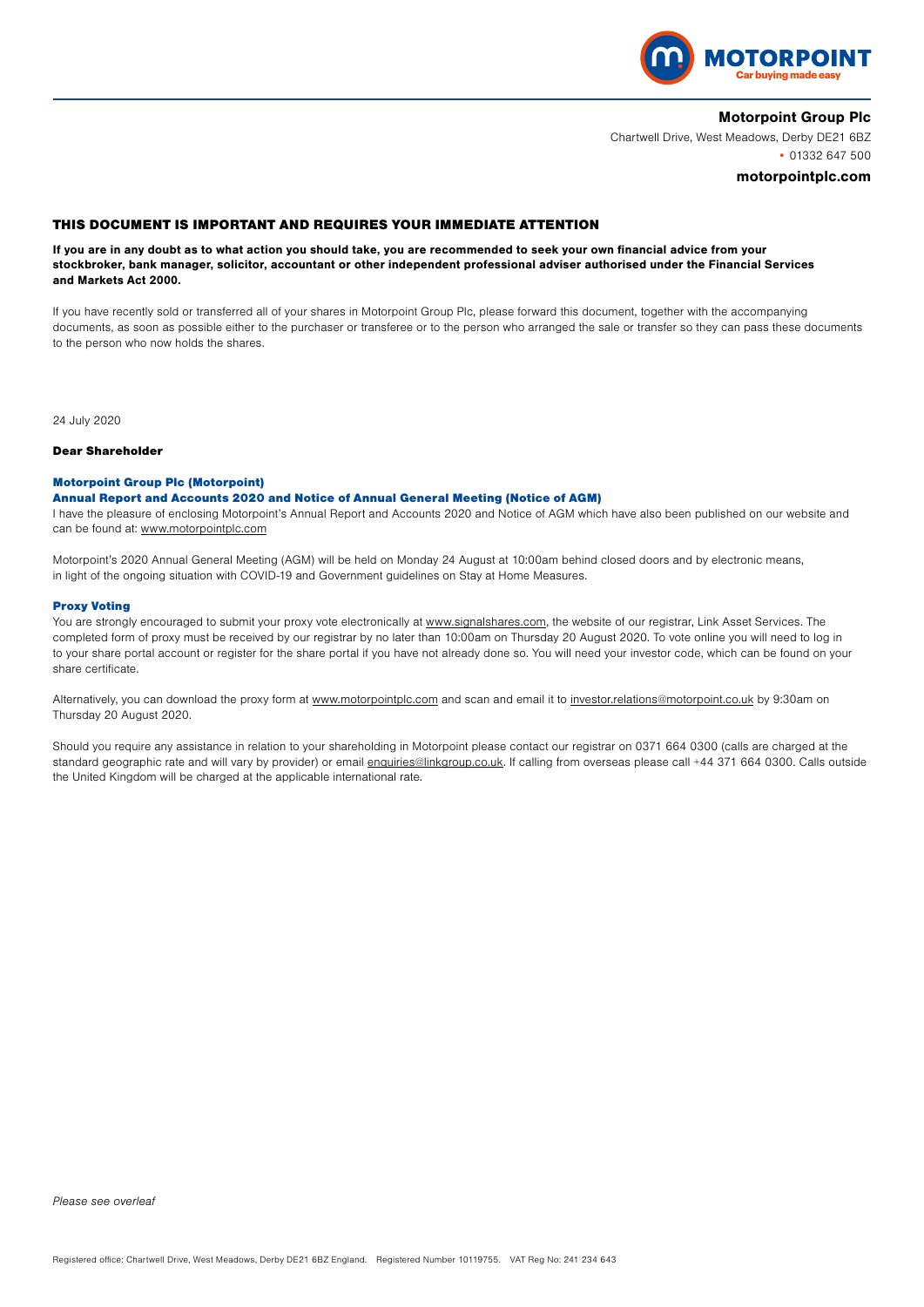MOTORPOINT
Car buying made easy

**Motorpoint Group Plc**
Chartwell Drive, West Meadows, Derby DE21 6BZ
• 01332 647 500

**motorpointplc.com**

## THIS DOCUMENT IS IMPORTANT AND REQUIRES YOUR IMMEDIATE ATTENTION

**If you are in any doubt as to what action you should take, you are recommended to seek your own financial advice from your stockbroker, bank manager, solicitor, accountant or other independent professional adviser authorised under the Financial Services and Markets Act 2000.**

If you have recently sold or transferred all of your shares in Motorpoint Group Plc, please forward this document, together with the accompanying documents, as soon as possible either to the purchaser or transferee or to the person who arranged the sale or transfer so they can pass these documents to the person who now holds the shares.

24 July 2020

**Dear Shareholder**

### Motorpoint Group Plc (Motorpoint)
### Annual Report and Accounts 2020 and Notice of Annual General Meeting (Notice of AGM)

I have the pleasure of enclosing Motorpoint's Annual Report and Accounts 2020 and Notice of AGM which have also been published on our website and can be found at: www.motorpointplc.com

Motorpoint's 2020 Annual General Meeting (AGM) will be held on Monday 24 August at 10:00am behind closed doors and by electronic means, in light of the ongoing situation with COVID-19 and Government guidelines on Stay at Home Measures.

### Proxy Voting

You are strongly encouraged to submit your proxy vote electronically at www.signalshares.com, the website of our registrar, Link Asset Services. The completed form of proxy must be received by our registrar by no later than 10:00am on Thursday 20 August 2020. To vote online you will need to log in to your share portal account or register for the share portal if you have not already done so. You will need your investor code, which can be found on your share certificate.

Alternatively, you can download the proxy form at www.motorpointplc.com and scan and email it to investor.relations@motorpoint.co.uk by 9:30am on Thursday 20 August 2020.

Should you require any assistance in relation to your shareholding in Motorpoint please contact our registrar on 0371 664 0300 (calls are charged at the standard geographic rate and will vary by provider) or email enquiries@linkgroup.co.uk. If calling from overseas please call +44 371 664 0300. Calls outside the United Kingdom will be charged at the applicable international rate.

*Please see overleaf*

Registered office: Chartwell Drive, West Meadows, Derby DE21 6BZ England. Registered Number 10119755. VAT Reg No: 241 234 643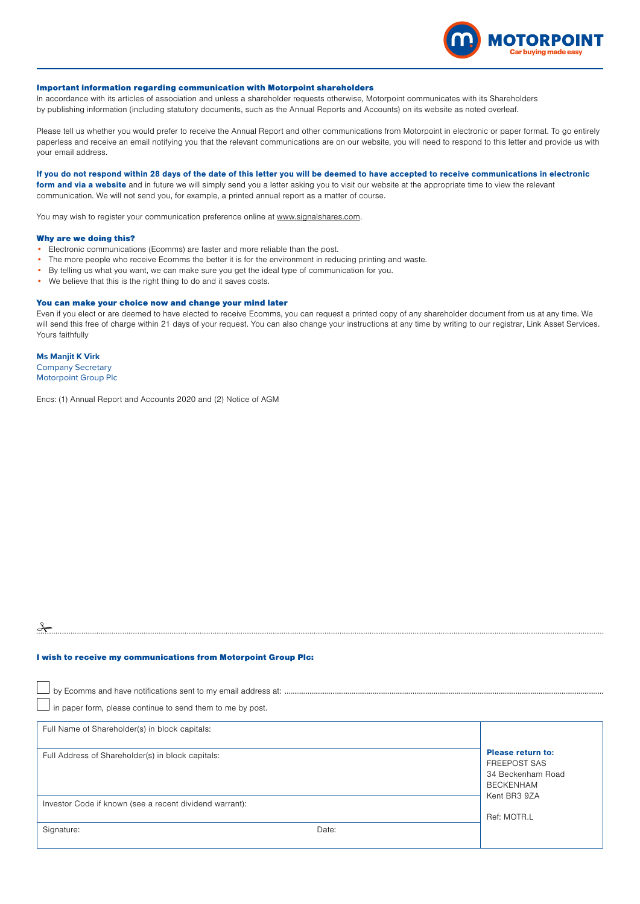MOTORPOINT
Car buying made easy

### Important information regarding communication with Motorpoint shareholders

In accordance with its articles of association and unless a shareholder requests otherwise, Motorpoint communicates with its Shareholders by publishing information (including statutory documents, such as the Annual Reports and Accounts) on its website as noted overleaf.

Please tell us whether you would prefer to receive the Annual Report and other communications from Motorpoint in electronic or paper format. To go entirely paperless and receive an email notifying you that the relevant communications are on our website, you will need to respond to this letter and provide us with your email address.

**If you do not respond within 28 days of the date of this letter you will be deemed to have accepted to receive communications in electronic form and via a website** and in future we will simply send you a letter asking you to visit our website at the appropriate time to view the relevant communication. We will not send you, for example, a printed annual report as a matter of course.

You may wish to register your communication preference online at www.signalshares.com.

### Why are we doing this?

- Electronic communications (Ecomms) are faster and more reliable than the post.
- The more people who receive Ecomms the better it is for the environment in reducing printing and waste.
- By telling us what you want, we can make sure you get the ideal type of communication for you.
- We believe that this is the right thing to do and it saves costs.

### You can make your choice now and change your mind later

Even if you elect or are deemed to have elected to receive Ecomms, you can request a printed copy of any shareholder document from us at any time. We will send this free of charge within 21 days of your request. You can also change your instructions at any time by writing to our registrar, Link Asset Services.
Yours faithfully

**Ms Manjit K Virk**
Company Secretary
Motorpoint Group Plc

Encs: (1) Annual Report and Accounts 2020 and (2) Notice of AGM

---

### I wish to receive my communications from Motorpoint Group Plc:

☐ by Ecomms and have notifications sent to my email address at: ..........

☐ in paper form, please continue to send them to me by post.

| | | |
|---|---|---|
| Full Name of Shareholder(s) in block capitals: | | **Please return to:**<br>FREEPOST SAS<br>34 Beckenham Road<br>BECKENHAM<br>Kent BR3 9ZA<br><br>Ref: MOTR.L |
| Full Address of Shareholder(s) in block capitals: | | |
| Investor Code if known (see a recent dividend warrant): | | |
| Signature: | Date: | |